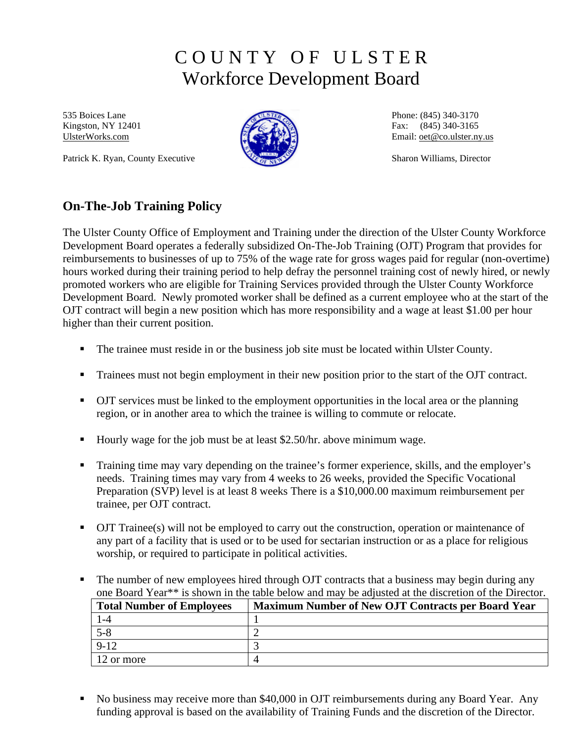# COUNTY OF ULSTER
## Workforce Development Board

535 Boices Lane
Kingston, NY 12401
UlsterWorks.com

Patrick K. Ryan, County Executive

Phone: (845) 340-3170
Fax: (845) 340-3165
Email: oet@co.ulster.ny.us

Sharon Williams, Director

## On-The-Job Training Policy

The Ulster County Office of Employment and Training under the direction of the Ulster County Workforce Development Board operates a federally subsidized On-The-Job Training (OJT) Program that provides for reimbursements to businesses of up to 75% of the wage rate for gross wages paid for regular (non-overtime) hours worked during their training period to help defray the personnel training cost of newly hired, or newly promoted workers who are eligible for Training Services provided through the Ulster County Workforce Development Board. Newly promoted worker shall be defined as a current employee who at the start of the OJT contract will begin a new position which has more responsibility and a wage at least $1.00 per hour higher than their current position.

- The trainee must reside in or the business job site must be located within Ulster County.
- Trainees must not begin employment in their new position prior to the start of the OJT contract.
- OJT services must be linked to the employment opportunities in the local area or the planning region, or in another area to which the trainee is willing to commute or relocate.
- Hourly wage for the job must be at least $2.50/hr. above minimum wage.
- Training time may vary depending on the trainee's former experience, skills, and the employer's needs. Training times may vary from 4 weeks to 26 weeks, provided the Specific Vocational Preparation (SVP) level is at least 8 weeks There is a $10,000.00 maximum reimbursement per trainee, per OJT contract.
- OJT Trainee(s) will not be employed to carry out the construction, operation or maintenance of any part of a facility that is used or to be used for sectarian instruction or as a place for religious worship, or required to participate in political activities.
- The number of new employees hired through OJT contracts that a business may begin during any one Board Year** is shown in the table below and may be adjusted at the discretion of the Director.

| Total Number of Employees | Maximum Number of New OJT Contracts per Board Year |
|---|---|
| 1-4 | 1 |
| 5-8 | 2 |
| 9-12 | 3 |
| 12 or more | 4 |

- No business may receive more than $40,000 in OJT reimbursements during any Board Year. Any funding approval is based on the availability of Training Funds and the discretion of the Director.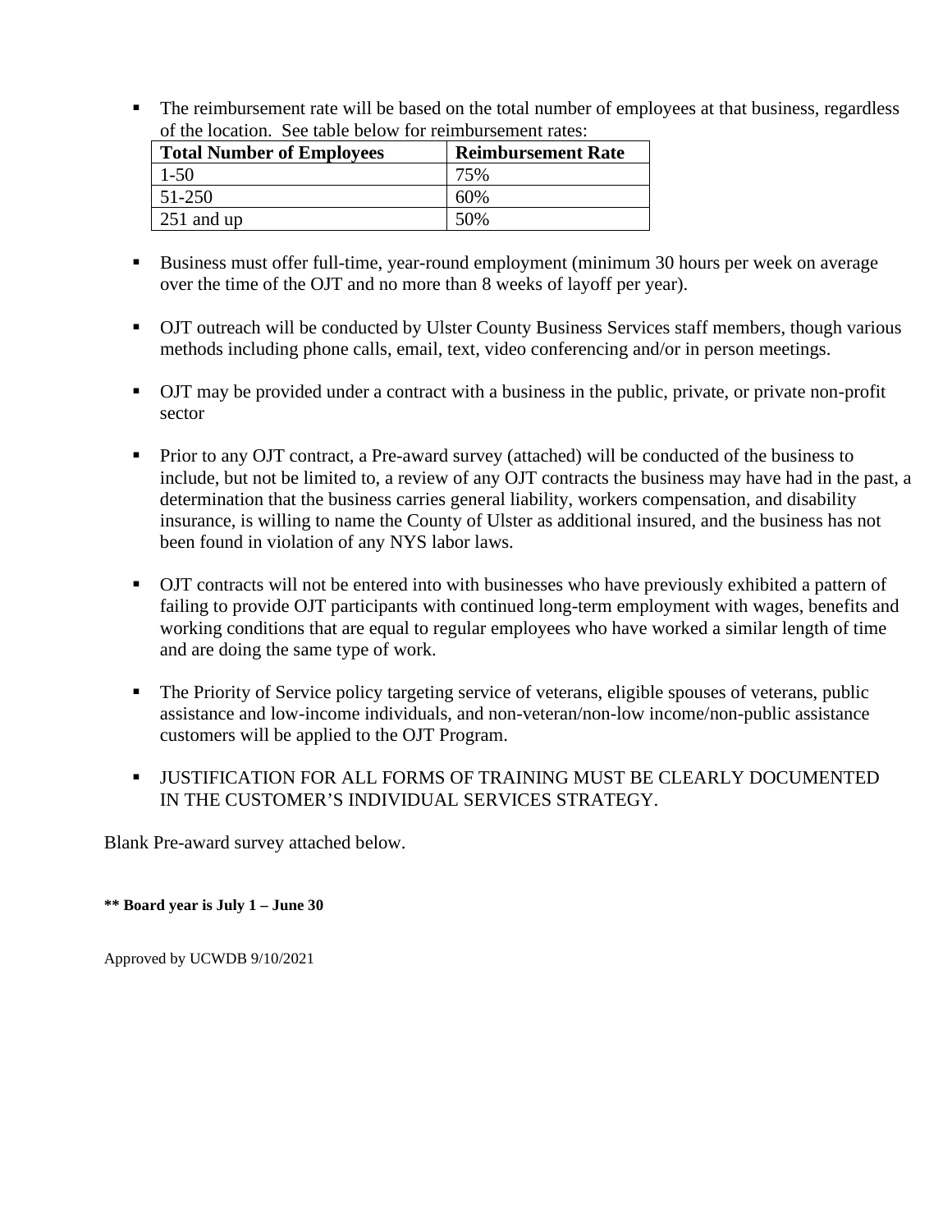- The reimbursement rate will be based on the total number of employees at that business, regardless of the location. See table below for reimbursement rates:

| Total Number of Employees | Reimbursement Rate |
|---|---|
| 1-50 | 75% |
| 51-250 | 60% |
| 251 and up | 50% |

- Business must offer full-time, year-round employment (minimum 30 hours per week on average over the time of the OJT and no more than 8 weeks of layoff per year).

- OJT outreach will be conducted by Ulster County Business Services staff members, though various methods including phone calls, email, text, video conferencing and/or in person meetings.

- OJT may be provided under a contract with a business in the public, private, or private non-profit sector

- Prior to any OJT contract, a Pre-award survey (attached) will be conducted of the business to include, but not be limited to, a review of any OJT contracts the business may have had in the past, a determination that the business carries general liability, workers compensation, and disability insurance, is willing to name the County of Ulster as additional insured, and the business has not been found in violation of any NYS labor laws.

- OJT contracts will not be entered into with businesses who have previously exhibited a pattern of failing to provide OJT participants with continued long-term employment with wages, benefits and working conditions that are equal to regular employees who have worked a similar length of time and are doing the same type of work.

- The Priority of Service policy targeting service of veterans, eligible spouses of veterans, public assistance and low-income individuals, and non-veteran/non-low income/non-public assistance customers will be applied to the OJT Program.

- JUSTIFICATION FOR ALL FORMS OF TRAINING MUST BE CLEARLY DOCUMENTED IN THE CUSTOMER'S INDIVIDUAL SERVICES STRATEGY.

Blank Pre-award survey attached below.

**** Board year is July 1 – June 30**

Approved by UCWDB 9/10/2021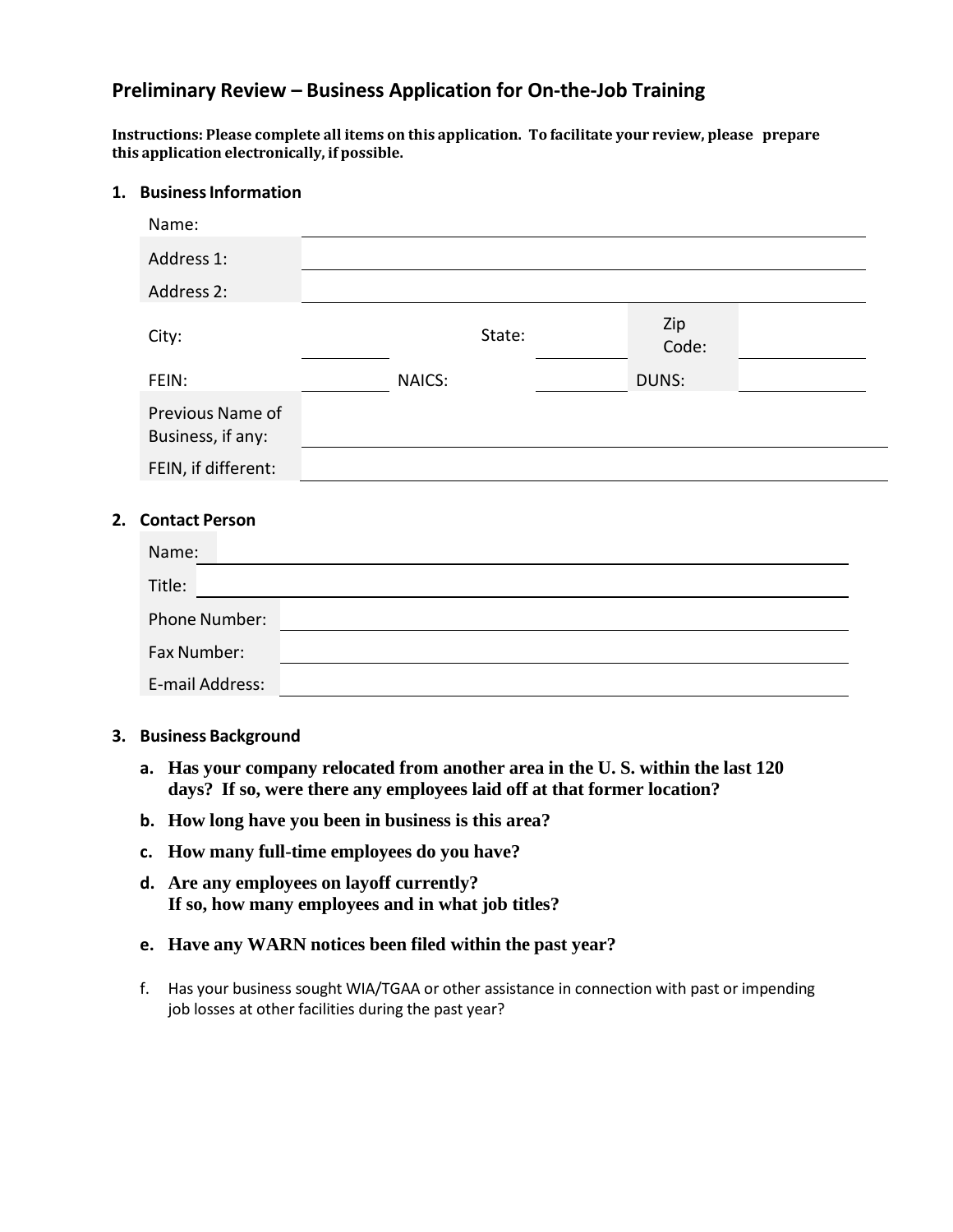## Preliminary Review – Business Application for On-the-Job Training

**Instructions: Please complete all items on this application. To facilitate your review, please prepare this application electronically, if possible.**

### 1. Business Information

| | | | | | |
|---|---|---|---|---|---|
| Name: | | | | | |
| Address 1: | | | | | |
| Address 2: | | | | | |
| City: | | State: | | Zip Code: | |
| FEIN: | | NAICS: | | DUNS: | |
| Previous Name of Business, if any: | | | | | |
| FEIN, if different: | | | | | |

### 2. Contact Person

| | |
|---|---|
| Name: | |
| Title: | |
| Phone Number: | |
| Fax Number: | |
| E-mail Address: | |

### 3. Business Background

a. **Has your company relocated from another area in the U. S. within the last 120 days? If so, were there any employees laid off at that former location?**

b. **How long have you been in business is this area?**

c. **How many full-time employees do you have?**

d. **Are any employees on layoff currently? If so, how many employees and in what job titles?**

e. **Have any WARN notices been filed within the past year?**

f. Has your business sought WIA/TGAA or other assistance in connection with past or impending job losses at other facilities during the past year?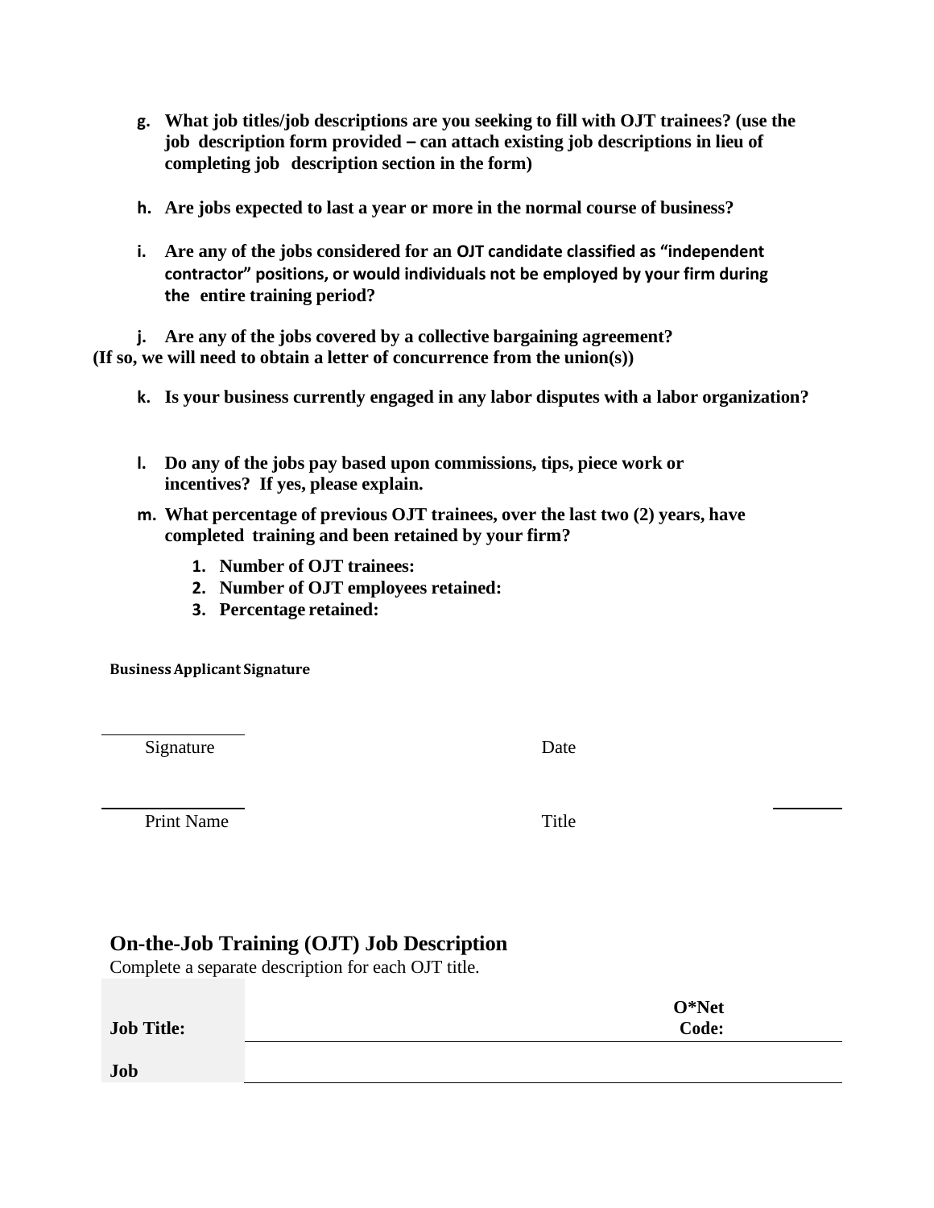g. **What job titles/job descriptions are you seeking to fill with OJT trainees? (use the job description form provided – can attach existing job descriptions in lieu of completing job description section in the form)**

h. **Are jobs expected to last a year or more in the normal course of business?**

i. **Are any of the jobs considered for an OJT candidate classified as "independent contractor" positions, or would individuals not be employed by your firm during the entire training period?**

j. **Are any of the jobs covered by a collective bargaining agreement? (If so, we will need to obtain a letter of concurrence from the union(s))**

k. **Is your business currently engaged in any labor disputes with a labor organization?**

l. **Do any of the jobs pay based upon commissions, tips, piece work or incentives? If yes, please explain.**

m. **What percentage of previous OJT trainees, over the last two (2) years, have completed training and been retained by your firm?**

1. **Number of OJT trainees:**
2. **Number of OJT employees retained:**
3. **Percentage retained:**

**Business Applicant Signature**

Signature ______________________ Date ______________________

Print Name ______________________ Title ______________________

## On-the-Job Training (OJT) Job Description

Complete a separate description for each OJT title.

| **Job Title:** | | **O*Net Code:** | |
|---|---|---|---|
| **Job** | | | |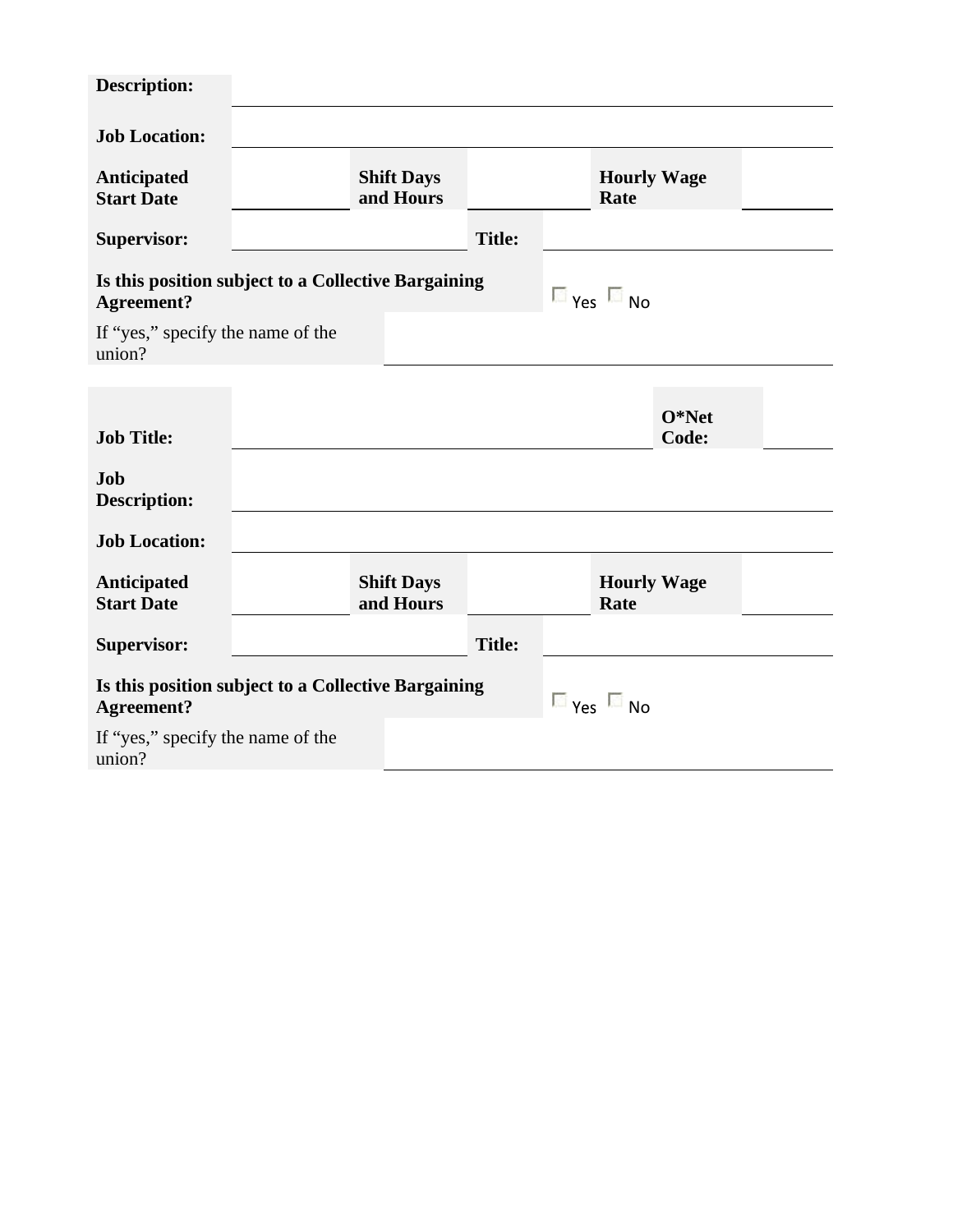**Description:** ______________________________

**Job Location:** ______________________________

| | | | | | |
|---|---|---|---|---|---|
| **Anticipated Start Date** | | **Shift Days and Hours** | | **Hourly Wage Rate** | |

| | | | |
|---|---|---|---|
| **Supervisor:** | | **Title:** | |

**Is this position subject to a Collective Bargaining Agreement?** ☐ Yes ☐ No

If "yes," specify the name of the union? ______________________________

| | | | |
|---|---|---|---|
| **Job Title:** | | **O*Net Code:** | |

**Job Description:** ______________________________

**Job Location:** ______________________________

| | | | | | |
|---|---|---|---|---|---|
| **Anticipated Start Date** | | **Shift Days and Hours** | | **Hourly Wage Rate** | |

| | | | |
|---|---|---|---|
| **Supervisor:** | | **Title:** | |

**Is this position subject to a Collective Bargaining Agreement?** ☐ Yes ☐ No

If "yes," specify the name of the union? ______________________________